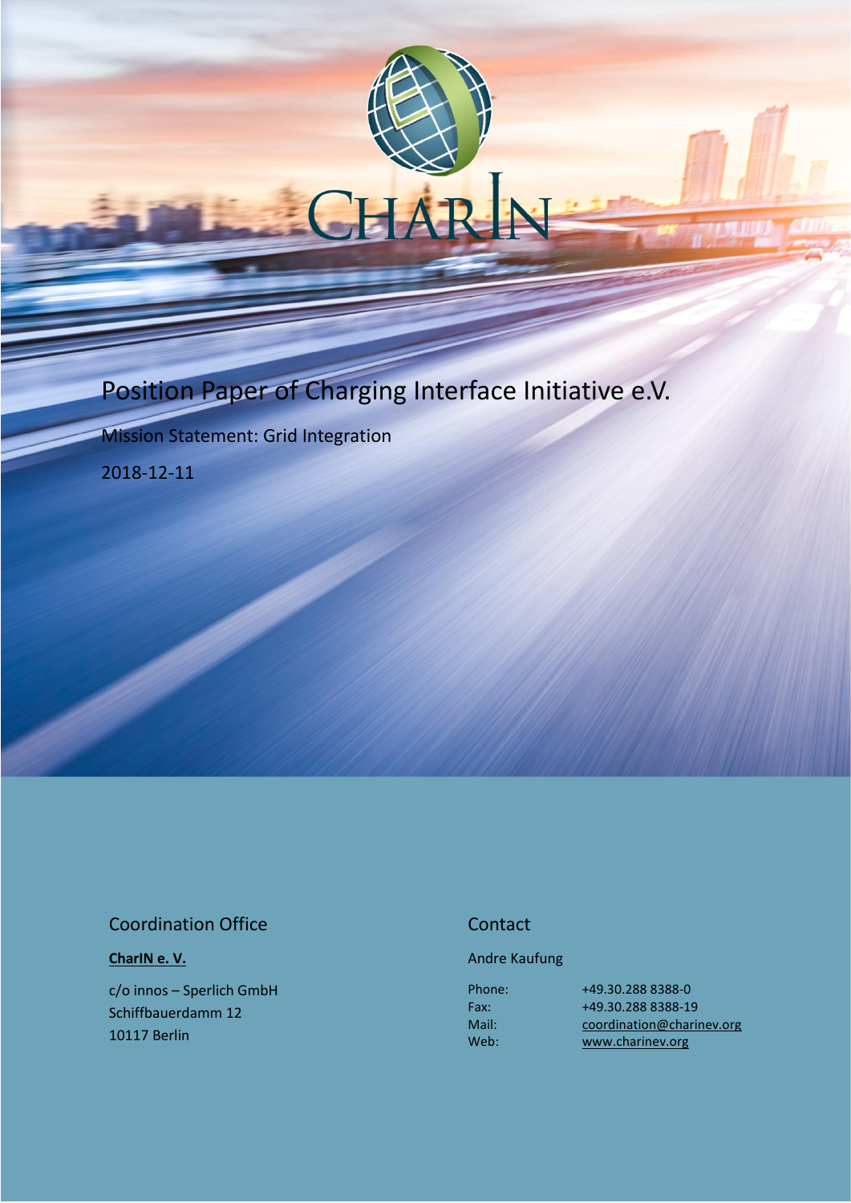# Position Paper of Charging Interface Initiative e.V.

Mission Statement: Grid Integration

2018-12-11

## Coordination Office

**CharIN e. V.**

c/o innos – Sperlich GmbH
Schiffbauerdamm 12
10117 Berlin

## Contact

Andre Kaufung

| | |
|---|---|
| Phone: | +49.30.288 8388-0 |
| Fax: | +49.30.288 8388-19 |
| Mail: | coordination@charinev.org |
| Web: | www.charinev.org |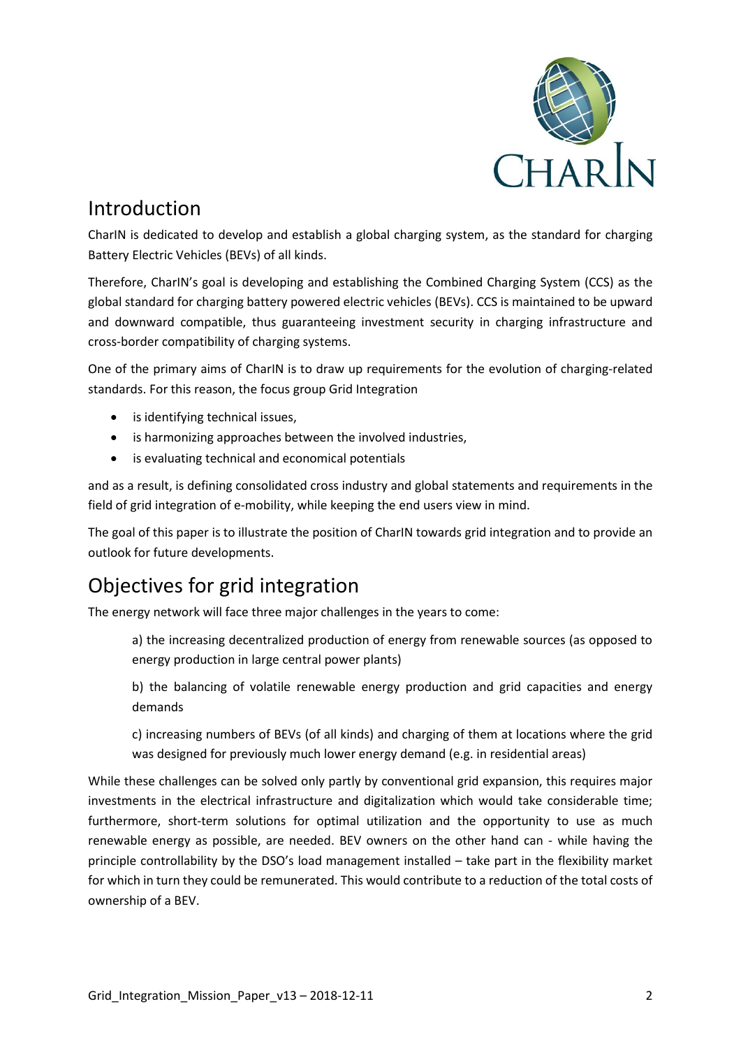## Introduction

CharIN is dedicated to develop and establish a global charging system, as the standard for charging Battery Electric Vehicles (BEVs) of all kinds.

Therefore, CharIN's goal is developing and establishing the Combined Charging System (CCS) as the global standard for charging battery powered electric vehicles (BEVs). CCS is maintained to be upward and downward compatible, thus guaranteeing investment security in charging infrastructure and cross-border compatibility of charging systems.

One of the primary aims of CharIN is to draw up requirements for the evolution of charging-related standards. For this reason, the focus group Grid Integration

- is identifying technical issues,
- is harmonizing approaches between the involved industries,
- is evaluating technical and economical potentials

and as a result, is defining consolidated cross industry and global statements and requirements in the field of grid integration of e-mobility, while keeping the end users view in mind.

The goal of this paper is to illustrate the position of CharIN towards grid integration and to provide an outlook for future developments.

## Objectives for grid integration

The energy network will face three major challenges in the years to come:

a) the increasing decentralized production of energy from renewable sources (as opposed to energy production in large central power plants)

b) the balancing of volatile renewable energy production and grid capacities and energy demands

c) increasing numbers of BEVs (of all kinds) and charging of them at locations where the grid was designed for previously much lower energy demand (e.g. in residential areas)

While these challenges can be solved only partly by conventional grid expansion, this requires major investments in the electrical infrastructure and digitalization which would take considerable time; furthermore, short-term solutions for optimal utilization and the opportunity to use as much renewable energy as possible, are needed. BEV owners on the other hand can - while having the principle controllability by the DSO's load management installed – take part in the flexibility market for which in turn they could be remunerated. This would contribute to a reduction of the total costs of ownership of a BEV.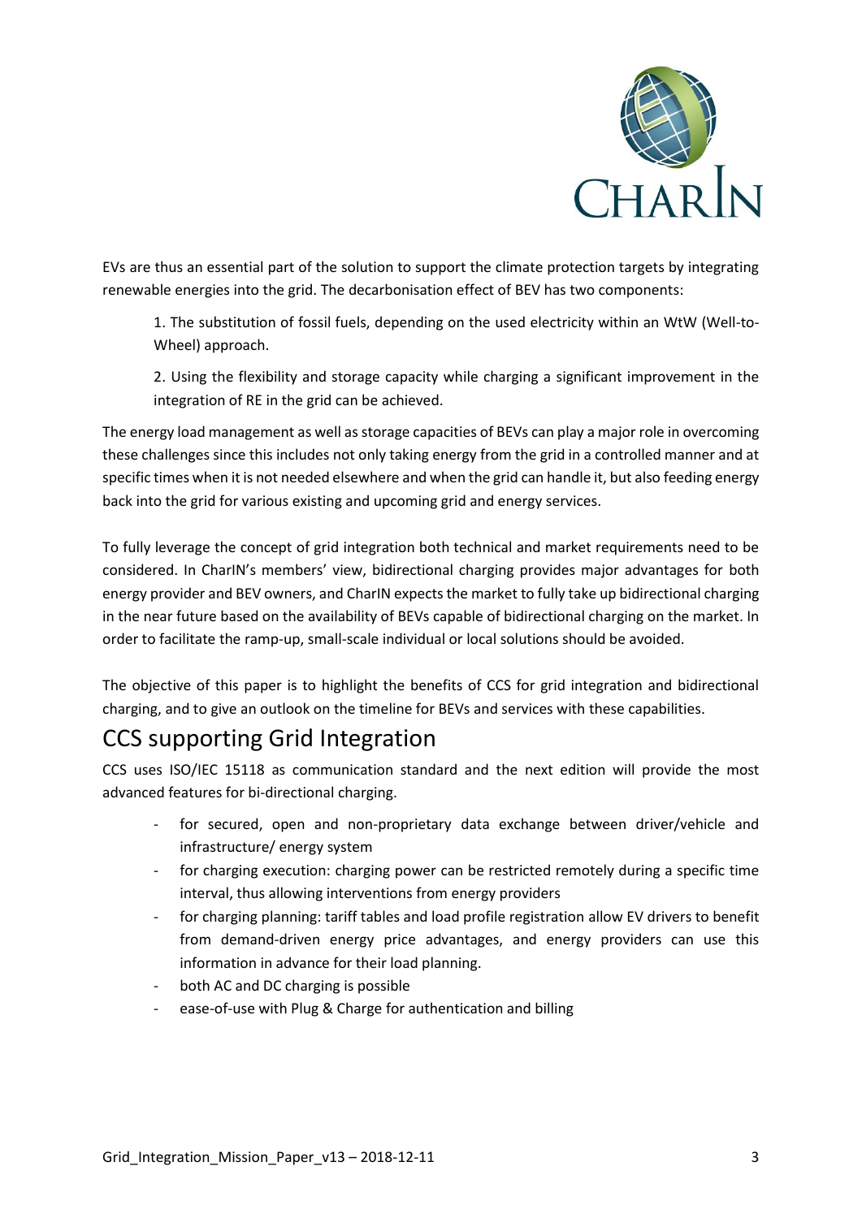EVs are thus an essential part of the solution to support the climate protection targets by integrating renewable energies into the grid. The decarbonisation effect of BEV has two components:

1. The substitution of fossil fuels, depending on the used electricity within an WtW (Well-to-Wheel) approach.

2. Using the flexibility and storage capacity while charging a significant improvement in the integration of RE in the grid can be achieved.

The energy load management as well as storage capacities of BEVs can play a major role in overcoming these challenges since this includes not only taking energy from the grid in a controlled manner and at specific times when it is not needed elsewhere and when the grid can handle it, but also feeding energy back into the grid for various existing and upcoming grid and energy services.

To fully leverage the concept of grid integration both technical and market requirements need to be considered. In CharIN's members' view, bidirectional charging provides major advantages for both energy provider and BEV owners, and CharIN expects the market to fully take up bidirectional charging in the near future based on the availability of BEVs capable of bidirectional charging on the market. In order to facilitate the ramp-up, small-scale individual or local solutions should be avoided.

The objective of this paper is to highlight the benefits of CCS for grid integration and bidirectional charging, and to give an outlook on the timeline for BEVs and services with these capabilities.

## CCS supporting Grid Integration

CCS uses ISO/IEC 15118 as communication standard and the next edition will provide the most advanced features for bi-directional charging.

- for secured, open and non-proprietary data exchange between driver/vehicle and infrastructure/ energy system
- for charging execution: charging power can be restricted remotely during a specific time interval, thus allowing interventions from energy providers
- for charging planning: tariff tables and load profile registration allow EV drivers to benefit from demand-driven energy price advantages, and energy providers can use this information in advance for their load planning.
- both AC and DC charging is possible
- ease-of-use with Plug & Charge for authentication and billing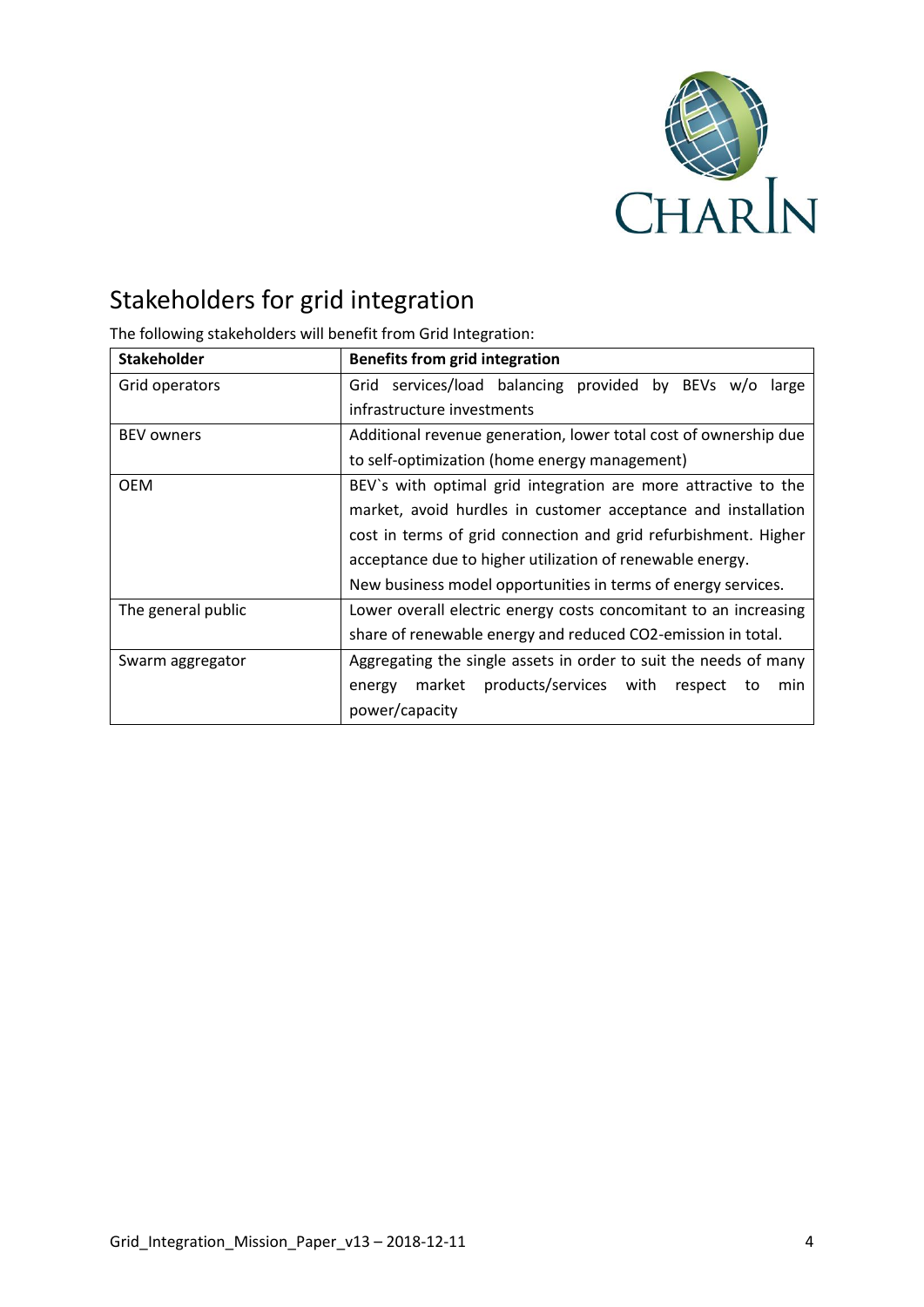## Stakeholders for grid integration

The following stakeholders will benefit from Grid Integration:

| Stakeholder | Benefits from grid integration |
| --- | --- |
| Grid operators | Grid services/load balancing provided by BEVs w/o large infrastructure investments |
| BEV owners | Additional revenue generation, lower total cost of ownership due to self-optimization (home energy management) |
| OEM | BEV`s with optimal grid integration are more attractive to the market, avoid hurdles in customer acceptance and installation cost in terms of grid connection and grid refurbishment. Higher acceptance due to higher utilization of renewable energy. New business model opportunities in terms of energy services. |
| The general public | Lower overall electric energy costs concomitant to an increasing share of renewable energy and reduced CO2-emission in total. |
| Swarm aggregator | Aggregating the single assets in order to suit the needs of many energy market products/services with respect to min power/capacity |